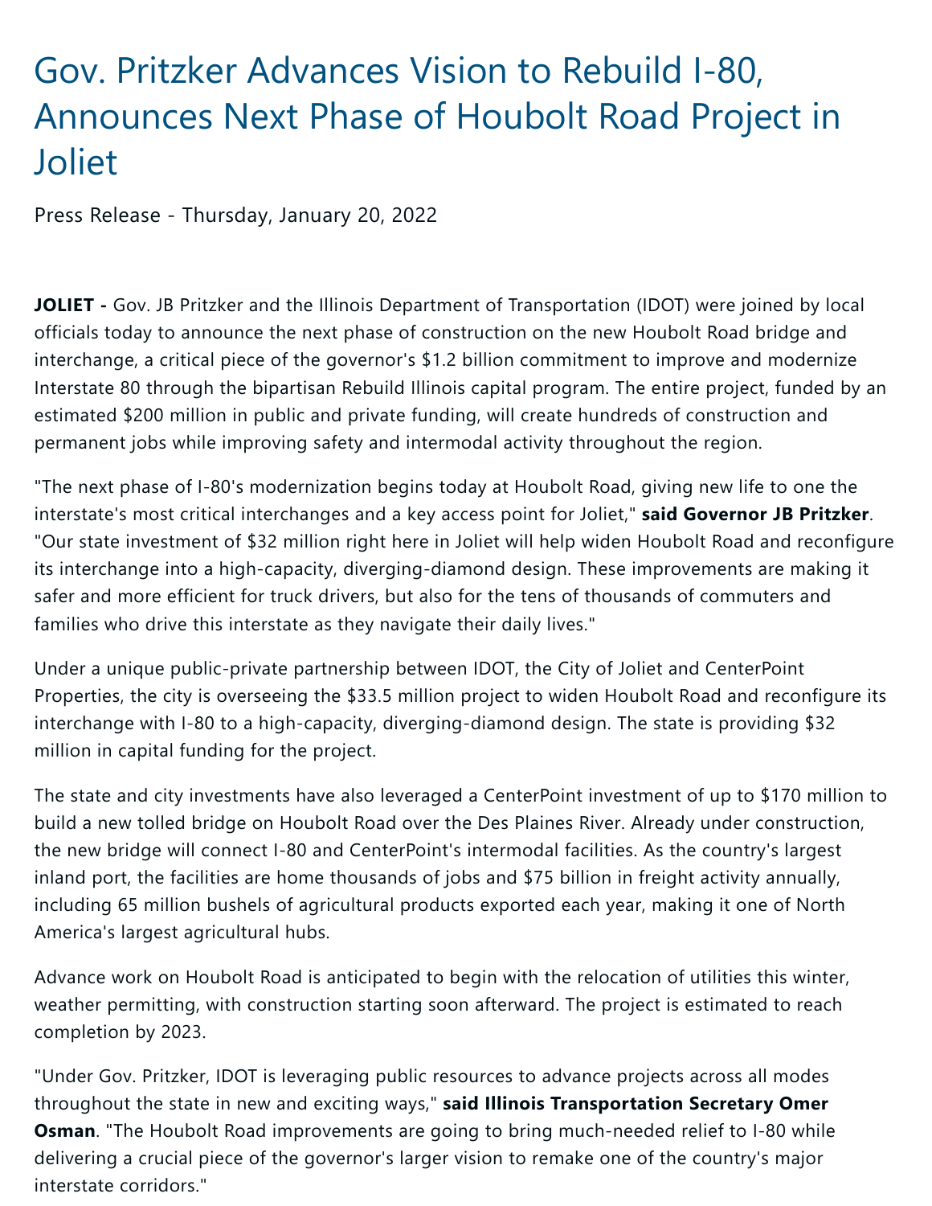# Gov. Pritzker Advances Vision to Rebuild I-80, Announces Next Phase of Houbolt Road Project in Joliet

Press Release - Thursday, January 20, 2022

**JOLIET -** Gov. JB Pritzker and the Illinois Department of Transportation (IDOT) were joined by local officials today to announce the next phase of construction on the new Houbolt Road bridge and interchange, a critical piece of the governor's $1.2 billion commitment to improve and modernize Interstate 80 through the bipartisan Rebuild Illinois capital program. The entire project, funded by an estimated $200 million in public and private funding, will create hundreds of construction and permanent jobs while improving safety and intermodal activity throughout the region.

"The next phase of I-80's modernization begins today at Houbolt Road, giving new life to one the interstate's most critical interchanges and a key access point for Joliet," **said Governor JB Pritzker**. "Our state investment of $32 million right here in Joliet will help widen Houbolt Road and reconfigure its interchange into a high-capacity, diverging-diamond design. These improvements are making it safer and more efficient for truck drivers, but also for the tens of thousands of commuters and families who drive this interstate as they navigate their daily lives."

Under a unique public-private partnership between IDOT, the City of Joliet and CenterPoint Properties, the city is overseeing the $33.5 million project to widen Houbolt Road and reconfigure its interchange with I-80 to a high-capacity, diverging-diamond design. The state is providing $32 million in capital funding for the project.

The state and city investments have also leveraged a CenterPoint investment of up to $170 million to build a new tolled bridge on Houbolt Road over the Des Plaines River. Already under construction, the new bridge will connect I-80 and CenterPoint's intermodal facilities. As the country's largest inland port, the facilities are home thousands of jobs and $75 billion in freight activity annually, including 65 million bushels of agricultural products exported each year, making it one of North America's largest agricultural hubs.

Advance work on Houbolt Road is anticipated to begin with the relocation of utilities this winter, weather permitting, with construction starting soon afterward. The project is estimated to reach completion by 2023.

"Under Gov. Pritzker, IDOT is leveraging public resources to advance projects across all modes throughout the state in new and exciting ways," **said Illinois Transportation Secretary Omer Osman**. "The Houbolt Road improvements are going to bring much-needed relief to I-80 while delivering a crucial piece of the governor's larger vision to remake one of the country's major interstate corridors."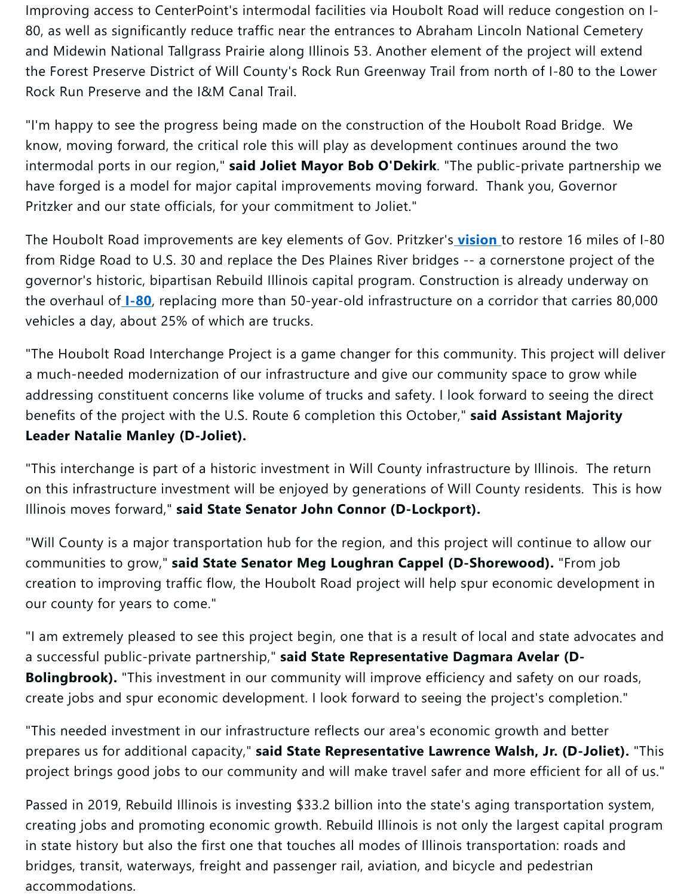Improving access to CenterPoint's intermodal facilities via Houbolt Road will reduce congestion on I-80, as well as significantly reduce traffic near the entrances to Abraham Lincoln National Cemetery and Midewin National Tallgrass Prairie along Illinois 53. Another element of the project will extend the Forest Preserve District of Will County's Rock Run Greenway Trail from north of I-80 to the Lower Rock Run Preserve and the I&M Canal Trail.

"I'm happy to see the progress being made on the construction of the Houbolt Road Bridge. We know, moving forward, the critical role this will play as development continues around the two intermodal ports in our region," **said Joliet Mayor Bob O'Dekirk**. "The public-private partnership we have forged is a model for major capital improvements moving forward. Thank you, Governor Pritzker and our state officials, for your commitment to Joliet."

The Houbolt Road improvements are key elements of Gov. Pritzker's **vision** to restore 16 miles of I-80 from Ridge Road to U.S. 30 and replace the Des Plaines River bridges -- a cornerstone project of the governor's historic, bipartisan Rebuild Illinois capital program. Construction is already underway on the overhaul of **I-80**, replacing more than 50-year-old infrastructure on a corridor that carries 80,000 vehicles a day, about 25% of which are trucks.

"The Houbolt Road Interchange Project is a game changer for this community. This project will deliver a much-needed modernization of our infrastructure and give our community space to grow while addressing constituent concerns like volume of trucks and safety. I look forward to seeing the direct benefits of the project with the U.S. Route 6 completion this October," **said Assistant Majority Leader Natalie Manley (D-Joliet).**

"This interchange is part of a historic investment in Will County infrastructure by Illinois. The return on this infrastructure investment will be enjoyed by generations of Will County residents. This is how Illinois moves forward," **said State Senator John Connor (D-Lockport).**

"Will County is a major transportation hub for the region, and this project will continue to allow our communities to grow," **said State Senator Meg Loughran Cappel (D-Shorewood).** "From job creation to improving traffic flow, the Houbolt Road project will help spur economic development in our county for years to come."

"I am extremely pleased to see this project begin, one that is a result of local and state advocates and a successful public-private partnership," **said State Representative Dagmara Avelar (D-Bolingbrook).** "This investment in our community will improve efficiency and safety on our roads, create jobs and spur economic development. I look forward to seeing the project's completion."

"This needed investment in our infrastructure reflects our area's economic growth and better prepares us for additional capacity," **said State Representative Lawrence Walsh, Jr. (D-Joliet).** "This project brings good jobs to our community and will make travel safer and more efficient for all of us."

Passed in 2019, Rebuild Illinois is investing $33.2 billion into the state's aging transportation system, creating jobs and promoting economic growth. Rebuild Illinois is not only the largest capital program in state history but also the first one that touches all modes of Illinois transportation: roads and bridges, transit, waterways, freight and passenger rail, aviation, and bicycle and pedestrian accommodations.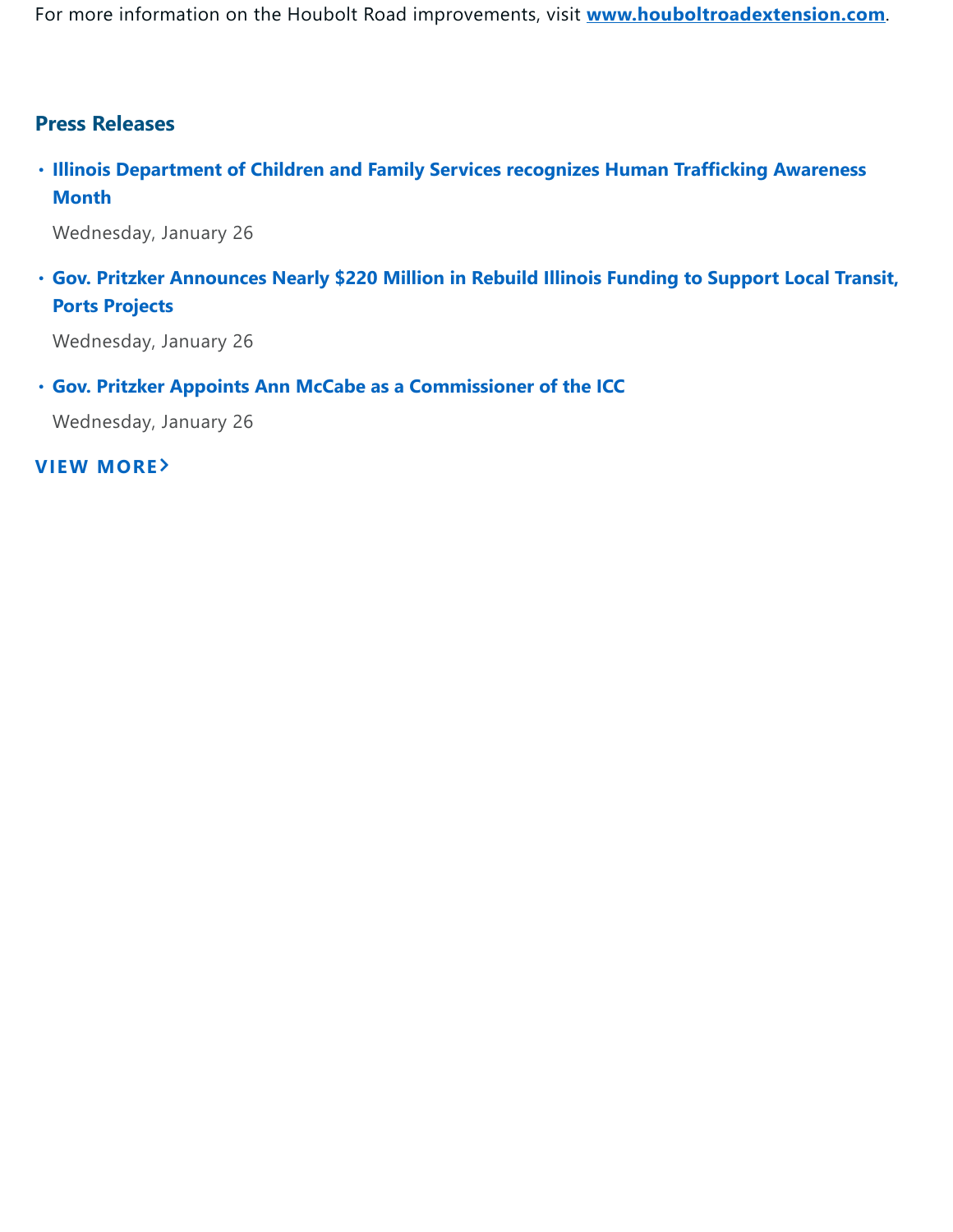For more information on the Houbolt Road improvements, visit **www.houboltroadextension.com**.

## Press Releases

- **Illinois Department of Children and Family Services recognizes Human Trafficking Awareness Month**

  Wednesday, January 26

- **Gov. Pritzker Announces Nearly $220 Million in Rebuild Illinois Funding to Support Local Transit, Ports Projects**

  Wednesday, January 26

- **Gov. Pritzker Appoints Ann McCabe as a Commissioner of the ICC**

  Wednesday, January 26

**VIEW MORE**